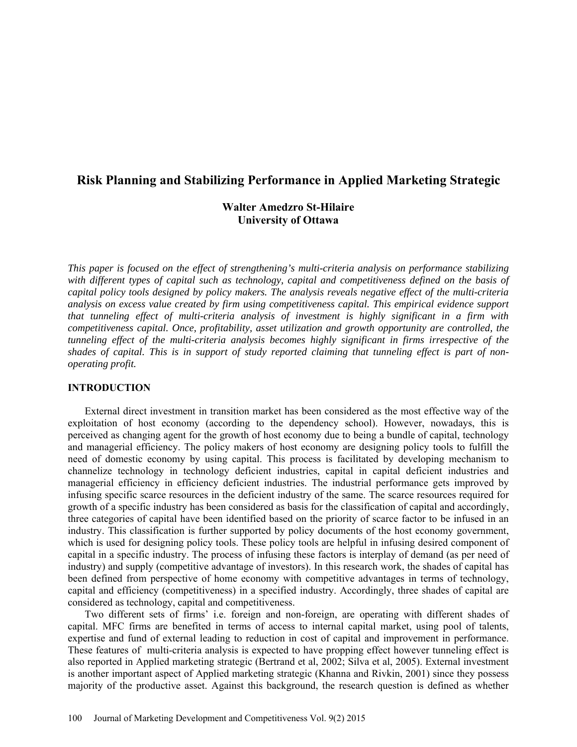# Risk Planning and Stabilizing Performance in Applied Marketing Strategic

**Walter Amedzro St-Hilaire**
**University of Ottawa**

*This paper is focused on the effect of strengthening's multi-criteria analysis on performance stabilizing with different types of capital such as technology, capital and competitiveness defined on the basis of capital policy tools designed by policy makers. The analysis reveals negative effect of the multi-criteria analysis on excess value created by firm using competitiveness capital. This empirical evidence support that tunneling effect of multi-criteria analysis of investment is highly significant in a firm with competitiveness capital. Once, profitability, asset utilization and growth opportunity are controlled, the tunneling effect of the multi-criteria analysis becomes highly significant in firms irrespective of the shades of capital. This is in support of study reported claiming that tunneling effect is part of non-operating profit.*

## INTRODUCTION

External direct investment in transition market has been considered as the most effective way of the exploitation of host economy (according to the dependency school). However, nowadays, this is perceived as changing agent for the growth of host economy due to being a bundle of capital, technology and managerial efficiency. The policy makers of host economy are designing policy tools to fulfill the need of domestic economy by using capital. This process is facilitated by developing mechanism to channelize technology in technology deficient industries, capital in capital deficient industries and managerial efficiency in efficiency deficient industries. The industrial performance gets improved by infusing specific scarce resources in the deficient industry of the same. The scarce resources required for growth of a specific industry has been considered as basis for the classification of capital and accordingly, three categories of capital have been identified based on the priority of scarce factor to be infused in an industry. This classification is further supported by policy documents of the host economy government, which is used for designing policy tools. These policy tools are helpful in infusing desired component of capital in a specific industry. The process of infusing these factors is interplay of demand (as per need of industry) and supply (competitive advantage of investors). In this research work, the shades of capital has been defined from perspective of home economy with competitive advantages in terms of technology, capital and efficiency (competitiveness) in a specified industry. Accordingly, three shades of capital are considered as technology, capital and competitiveness.

Two different sets of firms' i.e. foreign and non-foreign, are operating with different shades of capital. MFC firms are benefited in terms of access to internal capital market, using pool of talents, expertise and fund of external leading to reduction in cost of capital and improvement in performance. These features of multi-criteria analysis is expected to have propping effect however tunneling effect is also reported in Applied marketing strategic (Bertrand et al, 2002; Silva et al, 2005). External investment is another important aspect of Applied marketing strategic (Khanna and Rivkin, 2001) since they possess majority of the productive asset. Against this background, the research question is defined as whether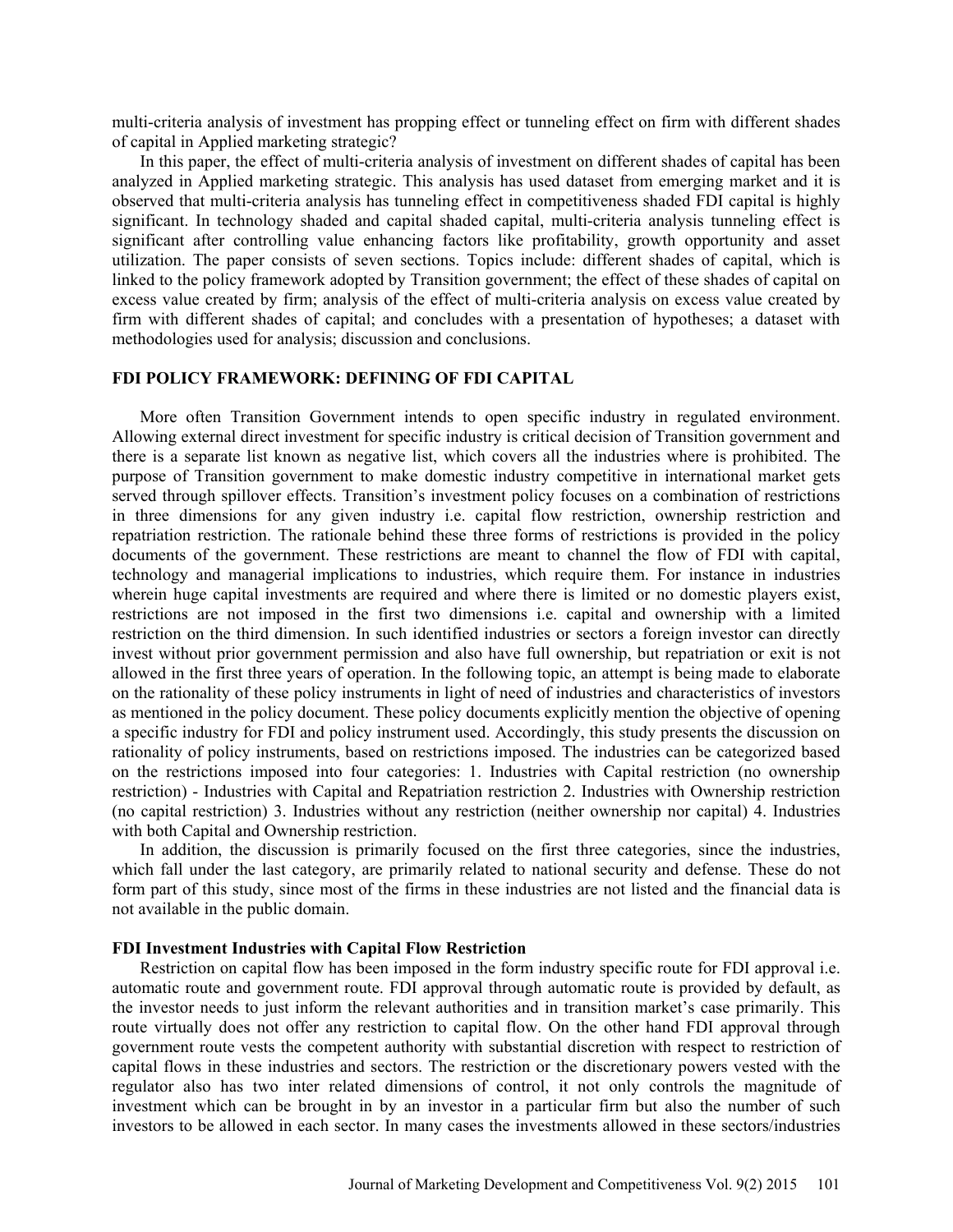multi-criteria analysis of investment has propping effect or tunneling effect on firm with different shades of capital in Applied marketing strategic?

In this paper, the effect of multi-criteria analysis of investment on different shades of capital has been analyzed in Applied marketing strategic. This analysis has used dataset from emerging market and it is observed that multi-criteria analysis has tunneling effect in competitiveness shaded FDI capital is highly significant. In technology shaded and capital shaded capital, multi-criteria analysis tunneling effect is significant after controlling value enhancing factors like profitability, growth opportunity and asset utilization. The paper consists of seven sections. Topics include: different shades of capital, which is linked to the policy framework adopted by Transition government; the effect of these shades of capital on excess value created by firm; analysis of the effect of multi-criteria analysis on excess value created by firm with different shades of capital; and concludes with a presentation of hypotheses; a dataset with methodologies used for analysis; discussion and conclusions.

## FDI POLICY FRAMEWORK: DEFINING OF FDI CAPITAL

More often Transition Government intends to open specific industry in regulated environment. Allowing external direct investment for specific industry is critical decision of Transition government and there is a separate list known as negative list, which covers all the industries where is prohibited. The purpose of Transition government to make domestic industry competitive in international market gets served through spillover effects. Transition's investment policy focuses on a combination of restrictions in three dimensions for any given industry i.e. capital flow restriction, ownership restriction and repatriation restriction. The rationale behind these three forms of restrictions is provided in the policy documents of the government. These restrictions are meant to channel the flow of FDI with capital, technology and managerial implications to industries, which require them. For instance in industries wherein huge capital investments are required and where there is limited or no domestic players exist, restrictions are not imposed in the first two dimensions i.e. capital and ownership with a limited restriction on the third dimension. In such identified industries or sectors a foreign investor can directly invest without prior government permission and also have full ownership, but repatriation or exit is not allowed in the first three years of operation. In the following topic, an attempt is being made to elaborate on the rationality of these policy instruments in light of need of industries and characteristics of investors as mentioned in the policy document. These policy documents explicitly mention the objective of opening a specific industry for FDI and policy instrument used. Accordingly, this study presents the discussion on rationality of policy instruments, based on restrictions imposed. The industries can be categorized based on the restrictions imposed into four categories: 1. Industries with Capital restriction (no ownership restriction) - Industries with Capital and Repatriation restriction 2. Industries with Ownership restriction (no capital restriction) 3. Industries without any restriction (neither ownership nor capital) 4. Industries with both Capital and Ownership restriction.

In addition, the discussion is primarily focused on the first three categories, since the industries, which fall under the last category, are primarily related to national security and defense. These do not form part of this study, since most of the firms in these industries are not listed and the financial data is not available in the public domain.

### FDI Investment Industries with Capital Flow Restriction

Restriction on capital flow has been imposed in the form industry specific route for FDI approval i.e. automatic route and government route. FDI approval through automatic route is provided by default, as the investor needs to just inform the relevant authorities and in transition market's case primarily. This route virtually does not offer any restriction to capital flow. On the other hand FDI approval through government route vests the competent authority with substantial discretion with respect to restriction of capital flows in these industries and sectors. The restriction or the discretionary powers vested with the regulator also has two inter related dimensions of control, it not only controls the magnitude of investment which can be brought in by an investor in a particular firm but also the number of such investors to be allowed in each sector. In many cases the investments allowed in these sectors/industries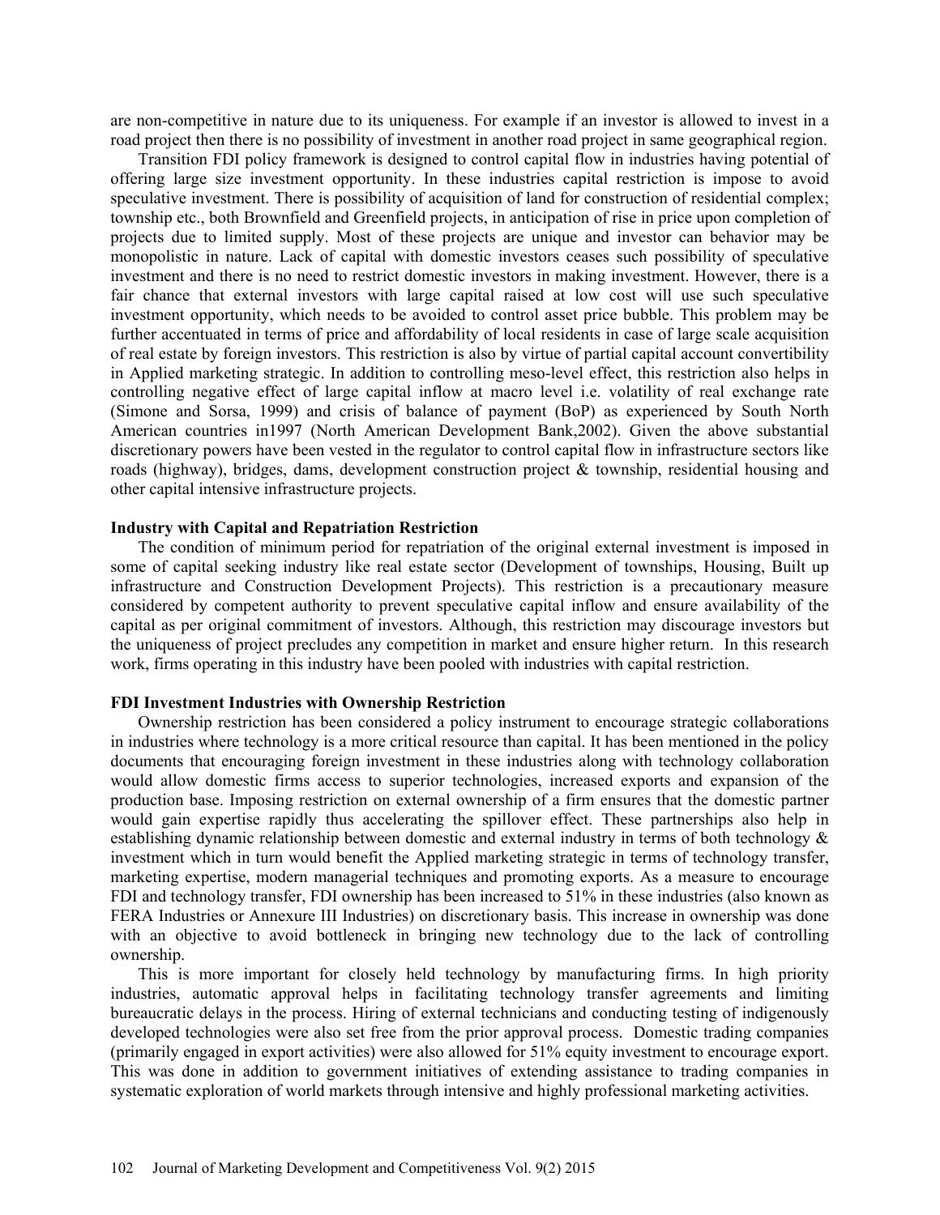are non-competitive in nature due to its uniqueness. For example if an investor is allowed to invest in a road project then there is no possibility of investment in another road project in same geographical region.

Transition FDI policy framework is designed to control capital flow in industries having potential of offering large size investment opportunity. In these industries capital restriction is impose to avoid speculative investment. There is possibility of acquisition of land for construction of residential complex; township etc., both Brownfield and Greenfield projects, in anticipation of rise in price upon completion of projects due to limited supply. Most of these projects are unique and investor can behavior may be monopolistic in nature. Lack of capital with domestic investors ceases such possibility of speculative investment and there is no need to restrict domestic investors in making investment. However, there is a fair chance that external investors with large capital raised at low cost will use such speculative investment opportunity, which needs to be avoided to control asset price bubble. This problem may be further accentuated in terms of price and affordability of local residents in case of large scale acquisition of real estate by foreign investors. This restriction is also by virtue of partial capital account convertibility in Applied marketing strategic. In addition to controlling meso-level effect, this restriction also helps in controlling negative effect of large capital inflow at macro level i.e. volatility of real exchange rate (Simone and Sorsa, 1999) and crisis of balance of payment (BoP) as experienced by South North American countries in1997 (North American Development Bank,2002). Given the above substantial discretionary powers have been vested in the regulator to control capital flow in infrastructure sectors like roads (highway), bridges, dams, development construction project & township, residential housing and other capital intensive infrastructure projects.

### Industry with Capital and Repatriation Restriction

The condition of minimum period for repatriation of the original external investment is imposed in some of capital seeking industry like real estate sector (Development of townships, Housing, Built up infrastructure and Construction Development Projects). This restriction is a precautionary measure considered by competent authority to prevent speculative capital inflow and ensure availability of the capital as per original commitment of investors. Although, this restriction may discourage investors but the uniqueness of project precludes any competition in market and ensure higher return. In this research work, firms operating in this industry have been pooled with industries with capital restriction.

### FDI Investment Industries with Ownership Restriction

Ownership restriction has been considered a policy instrument to encourage strategic collaborations in industries where technology is a more critical resource than capital. It has been mentioned in the policy documents that encouraging foreign investment in these industries along with technology collaboration would allow domestic firms access to superior technologies, increased exports and expansion of the production base. Imposing restriction on external ownership of a firm ensures that the domestic partner would gain expertise rapidly thus accelerating the spillover effect. These partnerships also help in establishing dynamic relationship between domestic and external industry in terms of both technology & investment which in turn would benefit the Applied marketing strategic in terms of technology transfer, marketing expertise, modern managerial techniques and promoting exports. As a measure to encourage FDI and technology transfer, FDI ownership has been increased to 51% in these industries (also known as FERA Industries or Annexure III Industries) on discretionary basis. This increase in ownership was done with an objective to avoid bottleneck in bringing new technology due to the lack of controlling ownership.

This is more important for closely held technology by manufacturing firms. In high priority industries, automatic approval helps in facilitating technology transfer agreements and limiting bureaucratic delays in the process. Hiring of external technicians and conducting testing of indigenously developed technologies were also set free from the prior approval process. Domestic trading companies (primarily engaged in export activities) were also allowed for 51% equity investment to encourage export. This was done in addition to government initiatives of extending assistance to trading companies in systematic exploration of world markets through intensive and highly professional marketing activities.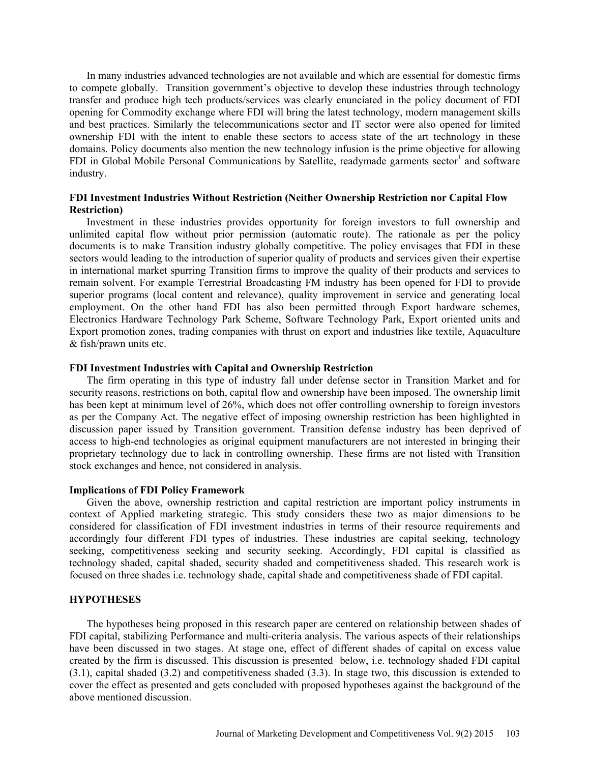In many industries advanced technologies are not available and which are essential for domestic firms to compete globally. Transition government's objective to develop these industries through technology transfer and produce high tech products/services was clearly enunciated in the policy document of FDI opening for Commodity exchange where FDI will bring the latest technology, modern management skills and best practices. Similarly the telecommunications sector and IT sector were also opened for limited ownership FDI with the intent to enable these sectors to access state of the art technology in these domains. Policy documents also mention the new technology infusion is the prime objective for allowing FDI in Global Mobile Personal Communications by Satellite, readymade garments sector[1] and software industry.

### FDI Investment Industries Without Restriction (Neither Ownership Restriction nor Capital Flow Restriction)

Investment in these industries provides opportunity for foreign investors to full ownership and unlimited capital flow without prior permission (automatic route). The rationale as per the policy documents is to make Transition industry globally competitive. The policy envisages that FDI in these sectors would leading to the introduction of superior quality of products and services given their expertise in international market spurring Transition firms to improve the quality of their products and services to remain solvent. For example Terrestrial Broadcasting FM industry has been opened for FDI to provide superior programs (local content and relevance), quality improvement in service and generating local employment. On the other hand FDI has also been permitted through Export hardware schemes, Electronics Hardware Technology Park Scheme, Software Technology Park, Export oriented units and Export promotion zones, trading companies with thrust on export and industries like textile, Aquaculture & fish/prawn units etc.

### FDI Investment Industries with Capital and Ownership Restriction

The firm operating in this type of industry fall under defense sector in Transition Market and for security reasons, restrictions on both, capital flow and ownership have been imposed. The ownership limit has been kept at minimum level of 26%, which does not offer controlling ownership to foreign investors as per the Company Act. The negative effect of imposing ownership restriction has been highlighted in discussion paper issued by Transition government. Transition defense industry has been deprived of access to high-end technologies as original equipment manufacturers are not interested in bringing their proprietary technology due to lack in controlling ownership. These firms are not listed with Transition stock exchanges and hence, not considered in analysis.

### Implications of FDI Policy Framework

Given the above, ownership restriction and capital restriction are important policy instruments in context of Applied marketing strategic. This study considers these two as major dimensions to be considered for classification of FDI investment industries in terms of their resource requirements and accordingly four different FDI types of industries. These industries are capital seeking, technology seeking, competitiveness seeking and security seeking. Accordingly, FDI capital is classified as technology shaded, capital shaded, security shaded and competitiveness shaded. This research work is focused on three shades i.e. technology shade, capital shade and competitiveness shade of FDI capital.

## HYPOTHESES

The hypotheses being proposed in this research paper are centered on relationship between shades of FDI capital, stabilizing Performance and multi-criteria analysis. The various aspects of their relationships have been discussed in two stages. At stage one, effect of different shades of capital on excess value created by the firm is discussed. This discussion is presented below, i.e. technology shaded FDI capital (3.1), capital shaded (3.2) and competitiveness shaded (3.3). In stage two, this discussion is extended to cover the effect as presented and gets concluded with proposed hypotheses against the background of the above mentioned discussion.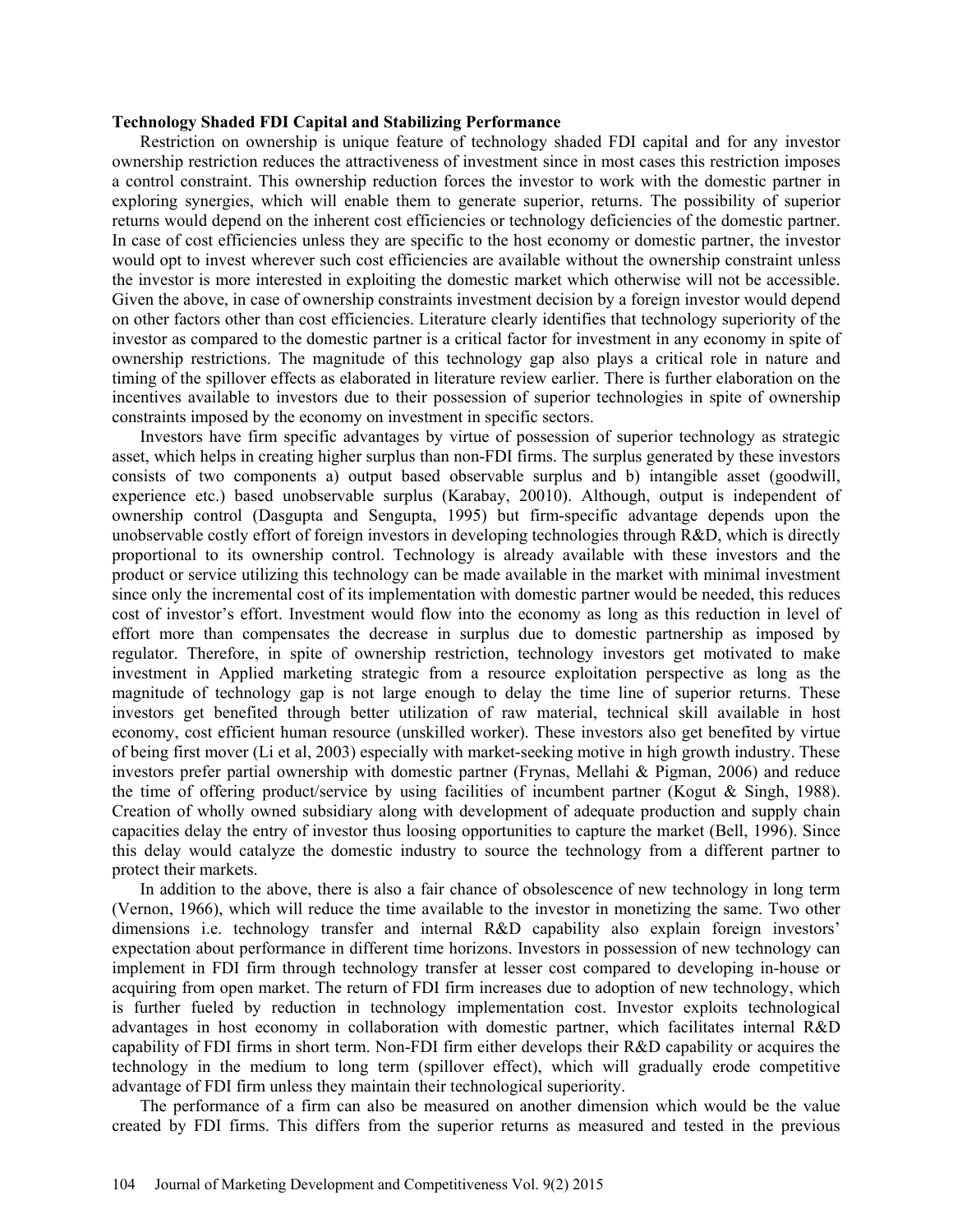**Technology Shaded FDI Capital and Stabilizing Performance**

Restriction on ownership is unique feature of technology shaded FDI capital and for any investor ownership restriction reduces the attractiveness of investment since in most cases this restriction imposes a control constraint. This ownership reduction forces the investor to work with the domestic partner in exploring synergies, which will enable them to generate superior, returns. The possibility of superior returns would depend on the inherent cost efficiencies or technology deficiencies of the domestic partner. In case of cost efficiencies unless they are specific to the host economy or domestic partner, the investor would opt to invest wherever such cost efficiencies are available without the ownership constraint unless the investor is more interested in exploiting the domestic market which otherwise will not be accessible. Given the above, in case of ownership constraints investment decision by a foreign investor would depend on other factors other than cost efficiencies. Literature clearly identifies that technology superiority of the investor as compared to the domestic partner is a critical factor for investment in any economy in spite of ownership restrictions. The magnitude of this technology gap also plays a critical role in nature and timing of the spillover effects as elaborated in literature review earlier. There is further elaboration on the incentives available to investors due to their possession of superior technologies in spite of ownership constraints imposed by the economy on investment in specific sectors.

Investors have firm specific advantages by virtue of possession of superior technology as strategic asset, which helps in creating higher surplus than non-FDI firms. The surplus generated by these investors consists of two components a) output based observable surplus and b) intangible asset (goodwill, experience etc.) based unobservable surplus (Karabay, 20010). Although, output is independent of ownership control (Dasgupta and Sengupta, 1995) but firm-specific advantage depends upon the unobservable costly effort of foreign investors in developing technologies through R&D, which is directly proportional to its ownership control. Technology is already available with these investors and the product or service utilizing this technology can be made available in the market with minimal investment since only the incremental cost of its implementation with domestic partner would be needed, this reduces cost of investor's effort. Investment would flow into the economy as long as this reduction in level of effort more than compensates the decrease in surplus due to domestic partnership as imposed by regulator. Therefore, in spite of ownership restriction, technology investors get motivated to make investment in Applied marketing strategic from a resource exploitation perspective as long as the magnitude of technology gap is not large enough to delay the time line of superior returns. These investors get benefited through better utilization of raw material, technical skill available in host economy, cost efficient human resource (unskilled worker). These investors also get benefited by virtue of being first mover (Li et al, 2003) especially with market-seeking motive in high growth industry. These investors prefer partial ownership with domestic partner (Frynas, Mellahi & Pigman, 2006) and reduce the time of offering product/service by using facilities of incumbent partner (Kogut & Singh, 1988). Creation of wholly owned subsidiary along with development of adequate production and supply chain capacities delay the entry of investor thus loosing opportunities to capture the market (Bell, 1996). Since this delay would catalyze the domestic industry to source the technology from a different partner to protect their markets.

In addition to the above, there is also a fair chance of obsolescence of new technology in long term (Vernon, 1966), which will reduce the time available to the investor in monetizing the same. Two other dimensions i.e. technology transfer and internal R&D capability also explain foreign investors' expectation about performance in different time horizons. Investors in possession of new technology can implement in FDI firm through technology transfer at lesser cost compared to developing in-house or acquiring from open market. The return of FDI firm increases due to adoption of new technology, which is further fueled by reduction in technology implementation cost. Investor exploits technological advantages in host economy in collaboration with domestic partner, which facilitates internal R&D capability of FDI firms in short term. Non-FDI firm either develops their R&D capability or acquires the technology in the medium to long term (spillover effect), which will gradually erode competitive advantage of FDI firm unless they maintain their technological superiority.

The performance of a firm can also be measured on another dimension which would be the value created by FDI firms. This differs from the superior returns as measured and tested in the previous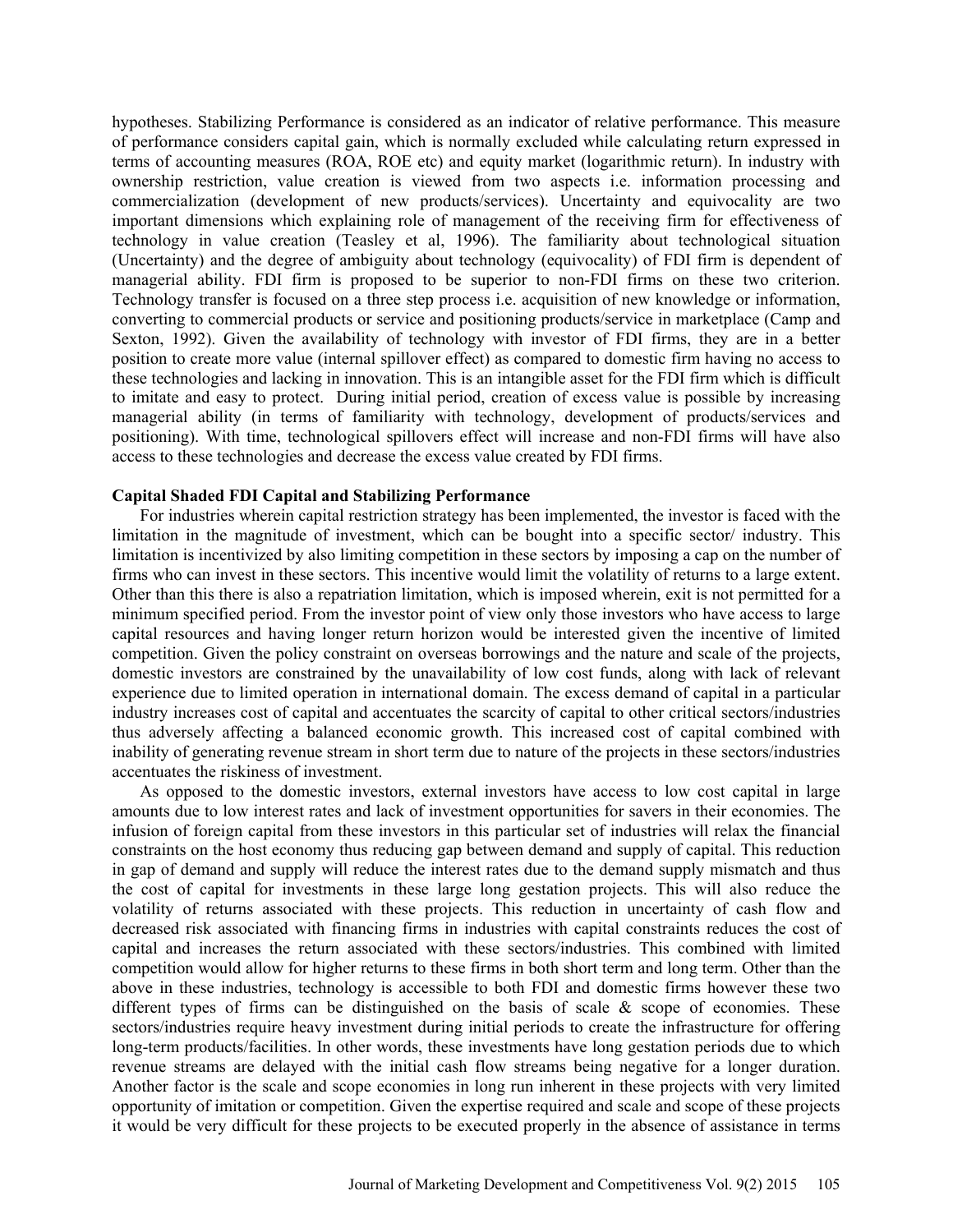hypotheses. Stabilizing Performance is considered as an indicator of relative performance. This measure of performance considers capital gain, which is normally excluded while calculating return expressed in terms of accounting measures (ROA, ROE etc) and equity market (logarithmic return). In industry with ownership restriction, value creation is viewed from two aspects i.e. information processing and commercialization (development of new products/services). Uncertainty and equivocality are two important dimensions which explaining role of management of the receiving firm for effectiveness of technology in value creation (Teasley et al, 1996). The familiarity about technological situation (Uncertainty) and the degree of ambiguity about technology (equivocality) of FDI firm is dependent of managerial ability. FDI firm is proposed to be superior to non-FDI firms on these two criterion. Technology transfer is focused on a three step process i.e. acquisition of new knowledge or information, converting to commercial products or service and positioning products/service in marketplace (Camp and Sexton, 1992). Given the availability of technology with investor of FDI firms, they are in a better position to create more value (internal spillover effect) as compared to domestic firm having no access to these technologies and lacking in innovation. This is an intangible asset for the FDI firm which is difficult to imitate and easy to protect. During initial period, creation of excess value is possible by increasing managerial ability (in terms of familiarity with technology, development of products/services and positioning). With time, technological spillovers effect will increase and non-FDI firms will have also access to these technologies and decrease the excess value created by FDI firms.

**Capital Shaded FDI Capital and Stabilizing Performance**

For industries wherein capital restriction strategy has been implemented, the investor is faced with the limitation in the magnitude of investment, which can be bought into a specific sector/ industry. This limitation is incentivized by also limiting competition in these sectors by imposing a cap on the number of firms who can invest in these sectors. This incentive would limit the volatility of returns to a large extent. Other than this there is also a repatriation limitation, which is imposed wherein, exit is not permitted for a minimum specified period. From the investor point of view only those investors who have access to large capital resources and having longer return horizon would be interested given the incentive of limited competition. Given the policy constraint on overseas borrowings and the nature and scale of the projects, domestic investors are constrained by the unavailability of low cost funds, along with lack of relevant experience due to limited operation in international domain. The excess demand of capital in a particular industry increases cost of capital and accentuates the scarcity of capital to other critical sectors/industries thus adversely affecting a balanced economic growth. This increased cost of capital combined with inability of generating revenue stream in short term due to nature of the projects in these sectors/industries accentuates the riskiness of investment.

As opposed to the domestic investors, external investors have access to low cost capital in large amounts due to low interest rates and lack of investment opportunities for savers in their economies. The infusion of foreign capital from these investors in this particular set of industries will relax the financial constraints on the host economy thus reducing gap between demand and supply of capital. This reduction in gap of demand and supply will reduce the interest rates due to the demand supply mismatch and thus the cost of capital for investments in these large long gestation projects. This will also reduce the volatility of returns associated with these projects. This reduction in uncertainty of cash flow and decreased risk associated with financing firms in industries with capital constraints reduces the cost of capital and increases the return associated with these sectors/industries. This combined with limited competition would allow for higher returns to these firms in both short term and long term. Other than the above in these industries, technology is accessible to both FDI and domestic firms however these two different types of firms can be distinguished on the basis of scale & scope of economies. These sectors/industries require heavy investment during initial periods to create the infrastructure for offering long-term products/facilities. In other words, these investments have long gestation periods due to which revenue streams are delayed with the initial cash flow streams being negative for a longer duration. Another factor is the scale and scope economies in long run inherent in these projects with very limited opportunity of imitation or competition. Given the expertise required and scale and scope of these projects it would be very difficult for these projects to be executed properly in the absence of assistance in terms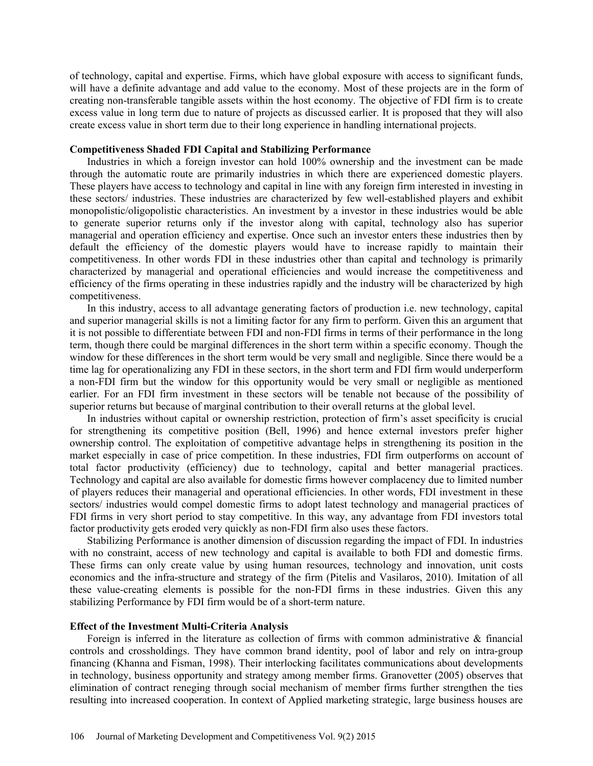of technology, capital and expertise. Firms, which have global exposure with access to significant funds, will have a definite advantage and add value to the economy. Most of these projects are in the form of creating non-transferable tangible assets within the host economy. The objective of FDI firm is to create excess value in long term due to nature of projects as discussed earlier. It is proposed that they will also create excess value in short term due to their long experience in handling international projects.

**Competitiveness Shaded FDI Capital and Stabilizing Performance**

Industries in which a foreign investor can hold 100% ownership and the investment can be made through the automatic route are primarily industries in which there are experienced domestic players. These players have access to technology and capital in line with any foreign firm interested in investing in these sectors/ industries. These industries are characterized by few well-established players and exhibit monopolistic/oligopolistic characteristics. An investment by a investor in these industries would be able to generate superior returns only if the investor along with capital, technology also has superior managerial and operation efficiency and expertise. Once such an investor enters these industries then by default the efficiency of the domestic players would have to increase rapidly to maintain their competitiveness. In other words FDI in these industries other than capital and technology is primarily characterized by managerial and operational efficiencies and would increase the competitiveness and efficiency of the firms operating in these industries rapidly and the industry will be characterized by high competitiveness.

In this industry, access to all advantage generating factors of production i.e. new technology, capital and superior managerial skills is not a limiting factor for any firm to perform. Given this an argument that it is not possible to differentiate between FDI and non-FDI firms in terms of their performance in the long term, though there could be marginal differences in the short term within a specific economy. Though the window for these differences in the short term would be very small and negligible. Since there would be a time lag for operationalizing any FDI in these sectors, in the short term and FDI firm would underperform a non-FDI firm but the window for this opportunity would be very small or negligible as mentioned earlier. For an FDI firm investment in these sectors will be tenable not because of the possibility of superior returns but because of marginal contribution to their overall returns at the global level.

In industries without capital or ownership restriction, protection of firm's asset specificity is crucial for strengthening its competitive position (Bell, 1996) and hence external investors prefer higher ownership control. The exploitation of competitive advantage helps in strengthening its position in the market especially in case of price competition. In these industries, FDI firm outperforms on account of total factor productivity (efficiency) due to technology, capital and better managerial practices. Technology and capital are also available for domestic firms however complacency due to limited number of players reduces their managerial and operational efficiencies. In other words, FDI investment in these sectors/ industries would compel domestic firms to adopt latest technology and managerial practices of FDI firms in very short period to stay competitive. In this way, any advantage from FDI investors total factor productivity gets eroded very quickly as non-FDI firm also uses these factors.

Stabilizing Performance is another dimension of discussion regarding the impact of FDI. In industries with no constraint, access of new technology and capital is available to both FDI and domestic firms. These firms can only create value by using human resources, technology and innovation, unit costs economics and the infra-structure and strategy of the firm (Pitelis and Vasilaros, 2010). Imitation of all these value-creating elements is possible for the non-FDI firms in these industries. Given this any stabilizing Performance by FDI firm would be of a short-term nature.

**Effect of the Investment Multi-Criteria Analysis**

Foreign is inferred in the literature as collection of firms with common administrative & financial controls and crossholdings. They have common brand identity, pool of labor and rely on intra-group financing (Khanna and Fisman, 1998). Their interlocking facilitates communications about developments in technology, business opportunity and strategy among member firms. Granovetter (2005) observes that elimination of contract reneging through social mechanism of member firms further strengthen the ties resulting into increased cooperation. In context of Applied marketing strategic, large business houses are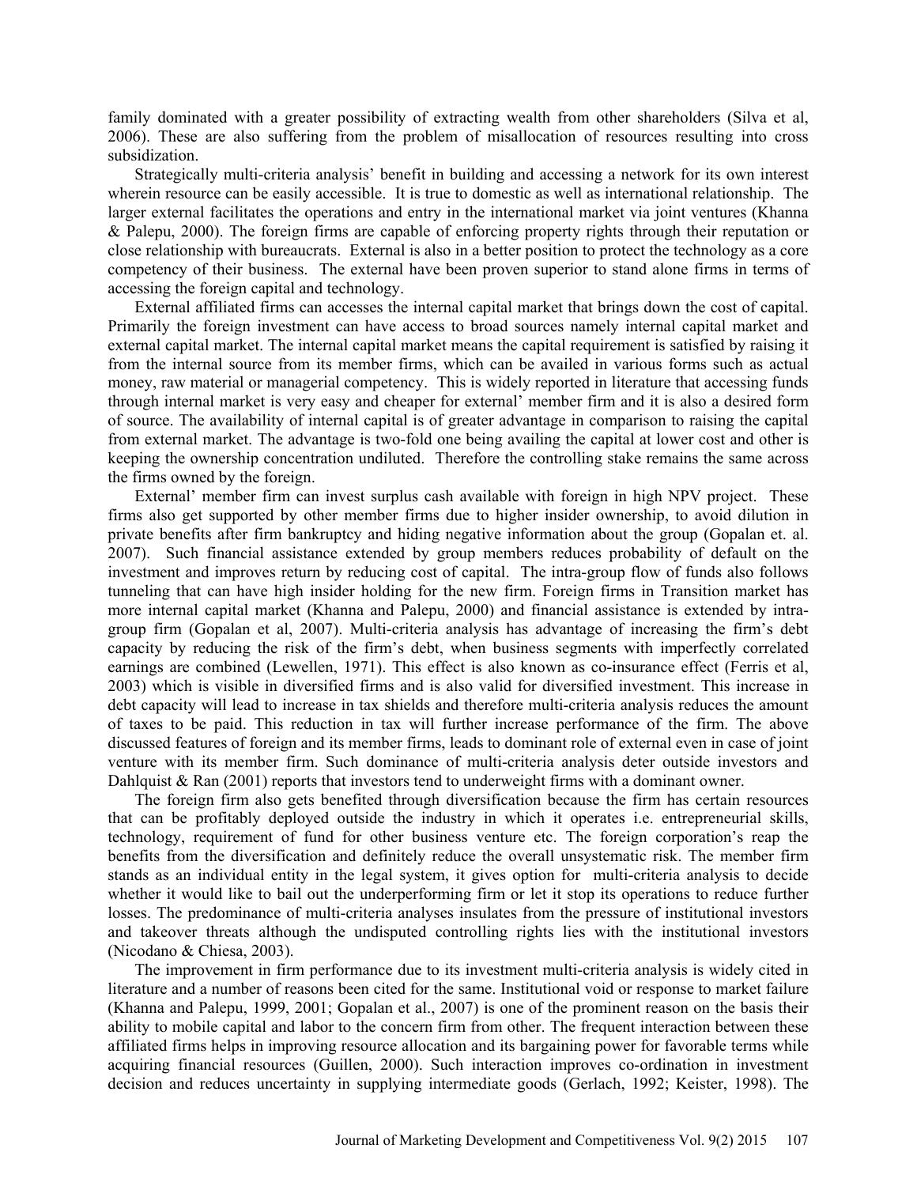family dominated with a greater possibility of extracting wealth from other shareholders (Silva et al, 2006). These are also suffering from the problem of misallocation of resources resulting into cross subsidization.

Strategically multi-criteria analysis' benefit in building and accessing a network for its own interest wherein resource can be easily accessible. It is true to domestic as well as international relationship. The larger external facilitates the operations and entry in the international market via joint ventures (Khanna & Palepu, 2000). The foreign firms are capable of enforcing property rights through their reputation or close relationship with bureaucrats. External is also in a better position to protect the technology as a core competency of their business. The external have been proven superior to stand alone firms in terms of accessing the foreign capital and technology.

External affiliated firms can accesses the internal capital market that brings down the cost of capital. Primarily the foreign investment can have access to broad sources namely internal capital market and external capital market. The internal capital market means the capital requirement is satisfied by raising it from the internal source from its member firms, which can be availed in various forms such as actual money, raw material or managerial competency. This is widely reported in literature that accessing funds through internal market is very easy and cheaper for external' member firm and it is also a desired form of source. The availability of internal capital is of greater advantage in comparison to raising the capital from external market. The advantage is two-fold one being availing the capital at lower cost and other is keeping the ownership concentration undiluted. Therefore the controlling stake remains the same across the firms owned by the foreign.

External' member firm can invest surplus cash available with foreign in high NPV project. These firms also get supported by other member firms due to higher insider ownership, to avoid dilution in private benefits after firm bankruptcy and hiding negative information about the group (Gopalan et. al. 2007). Such financial assistance extended by group members reduces probability of default on the investment and improves return by reducing cost of capital. The intra-group flow of funds also follows tunneling that can have high insider holding for the new firm. Foreign firms in Transition market has more internal capital market (Khanna and Palepu, 2000) and financial assistance is extended by intra-group firm (Gopalan et al, 2007). Multi-criteria analysis has advantage of increasing the firm's debt capacity by reducing the risk of the firm's debt, when business segments with imperfectly correlated earnings are combined (Lewellen, 1971). This effect is also known as co-insurance effect (Ferris et al, 2003) which is visible in diversified firms and is also valid for diversified investment. This increase in debt capacity will lead to increase in tax shields and therefore multi-criteria analysis reduces the amount of taxes to be paid. This reduction in tax will further increase performance of the firm. The above discussed features of foreign and its member firms, leads to dominant role of external even in case of joint venture with its member firm. Such dominance of multi-criteria analysis deter outside investors and Dahlquist & Ran (2001) reports that investors tend to underweight firms with a dominant owner.

The foreign firm also gets benefited through diversification because the firm has certain resources that can be profitably deployed outside the industry in which it operates i.e. entrepreneurial skills, technology, requirement of fund for other business venture etc. The foreign corporation's reap the benefits from the diversification and definitely reduce the overall unsystematic risk. The member firm stands as an individual entity in the legal system, it gives option for multi-criteria analysis to decide whether it would like to bail out the underperforming firm or let it stop its operations to reduce further losses. The predominance of multi-criteria analyses insulates from the pressure of institutional investors and takeover threats although the undisputed controlling rights lies with the institutional investors (Nicodano & Chiesa, 2003).

The improvement in firm performance due to its investment multi-criteria analysis is widely cited in literature and a number of reasons been cited for the same. Institutional void or response to market failure (Khanna and Palepu, 1999, 2001; Gopalan et al., 2007) is one of the prominent reason on the basis their ability to mobile capital and labor to the concern firm from other. The frequent interaction between these affiliated firms helps in improving resource allocation and its bargaining power for favorable terms while acquiring financial resources (Guillen, 2000). Such interaction improves co-ordination in investment decision and reduces uncertainty in supplying intermediate goods (Gerlach, 1992; Keister, 1998). The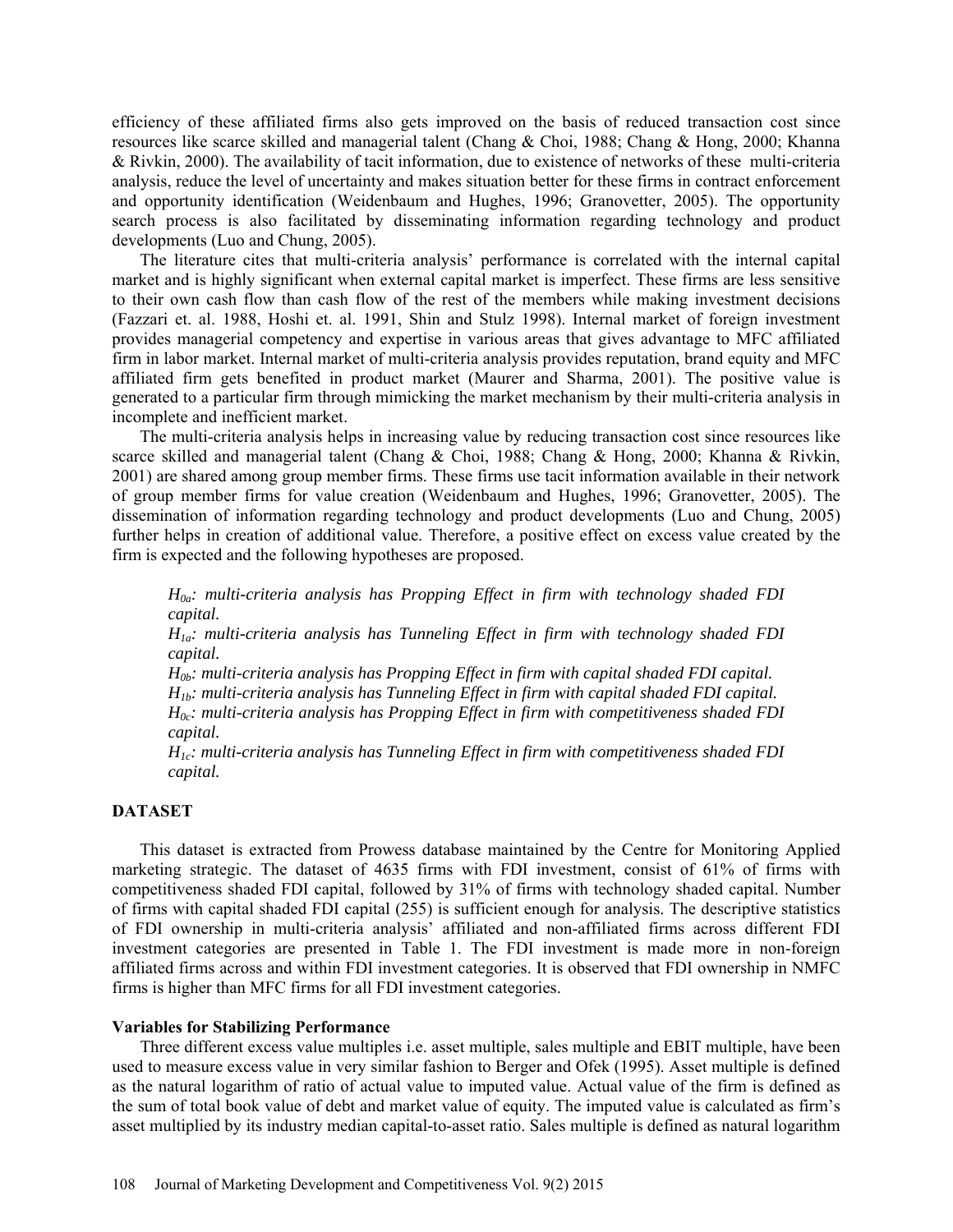efficiency of these affiliated firms also gets improved on the basis of reduced transaction cost since resources like scarce skilled and managerial talent (Chang & Choi, 1988; Chang & Hong, 2000; Khanna & Rivkin, 2000). The availability of tacit information, due to existence of networks of these multi-criteria analysis, reduce the level of uncertainty and makes situation better for these firms in contract enforcement and opportunity identification (Weidenbaum and Hughes, 1996; Granovetter, 2005). The opportunity search process is also facilitated by disseminating information regarding technology and product developments (Luo and Chung, 2005).

The literature cites that multi-criteria analysis' performance is correlated with the internal capital market and is highly significant when external capital market is imperfect. These firms are less sensitive to their own cash flow than cash flow of the rest of the members while making investment decisions (Fazzari et. al. 1988, Hoshi et. al. 1991, Shin and Stulz 1998). Internal market of foreign investment provides managerial competency and expertise in various areas that gives advantage to MFC affiliated firm in labor market. Internal market of multi-criteria analysis provides reputation, brand equity and MFC affiliated firm gets benefited in product market (Maurer and Sharma, 2001). The positive value is generated to a particular firm through mimicking the market mechanism by their multi-criteria analysis in incomplete and inefficient market.

The multi-criteria analysis helps in increasing value by reducing transaction cost since resources like scarce skilled and managerial talent (Chang & Choi, 1988; Chang & Hong, 2000; Khanna & Rivkin, 2001) are shared among group member firms. These firms use tacit information available in their network of group member firms for value creation (Weidenbaum and Hughes, 1996; Granovetter, 2005). The dissemination of information regarding technology and product developments (Luo and Chung, 2005) further helps in creation of additional value. Therefore, a positive effect on excess value created by the firm is expected and the following hypotheses are proposed.

*$H_{0a}$: multi-criteria analysis has Propping Effect in firm with technology shaded FDI capital.*
*$H_{1a}$: multi-criteria analysis has Tunneling Effect in firm with technology shaded FDI capital.*
*$H_{0b}$: multi-criteria analysis has Propping Effect in firm with capital shaded FDI capital.*
*$H_{1b}$: multi-criteria analysis has Tunneling Effect in firm with capital shaded FDI capital.*
*$H_{0c}$: multi-criteria analysis has Propping Effect in firm with competitiveness shaded FDI capital.*
*$H_{1c}$: multi-criteria analysis has Tunneling Effect in firm with competitiveness shaded FDI capital.*

## DATASET

This dataset is extracted from Prowess database maintained by the Centre for Monitoring Applied marketing strategic. The dataset of 4635 firms with FDI investment, consist of 61% of firms with competitiveness shaded FDI capital, followed by 31% of firms with technology shaded capital. Number of firms with capital shaded FDI capital (255) is sufficient enough for analysis. The descriptive statistics of FDI ownership in multi-criteria analysis' affiliated and non-affiliated firms across different FDI investment categories are presented in Table 1. The FDI investment is made more in non-foreign affiliated firms across and within FDI investment categories. It is observed that FDI ownership in NMFC firms is higher than MFC firms for all FDI investment categories.

### Variables for Stabilizing Performance

Three different excess value multiples i.e. asset multiple, sales multiple and EBIT multiple, have been used to measure excess value in very similar fashion to Berger and Ofek (1995). Asset multiple is defined as the natural logarithm of ratio of actual value to imputed value. Actual value of the firm is defined as the sum of total book value of debt and market value of equity. The imputed value is calculated as firm's asset multiplied by its industry median capital-to-asset ratio. Sales multiple is defined as natural logarithm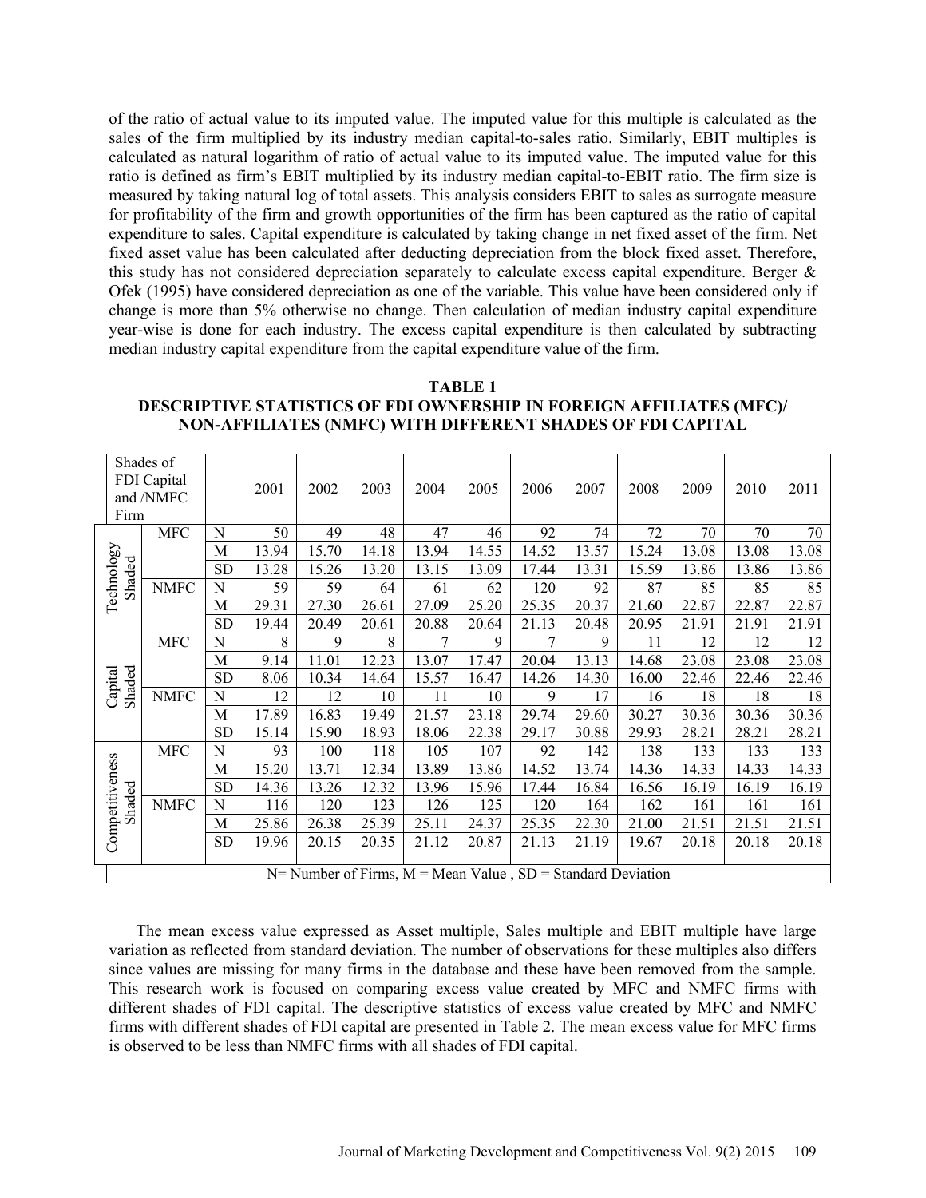of the ratio of actual value to its imputed value. The imputed value for this multiple is calculated as the sales of the firm multiplied by its industry median capital-to-sales ratio. Similarly, EBIT multiples is calculated as natural logarithm of ratio of actual value to its imputed value. The imputed value for this ratio is defined as firm's EBIT multiplied by its industry median capital-to-EBIT ratio. The firm size is measured by taking natural log of total assets. This analysis considers EBIT to sales as surrogate measure for profitability of the firm and growth opportunities of the firm has been captured as the ratio of capital expenditure to sales. Capital expenditure is calculated by taking change in net fixed asset of the firm. Net fixed asset value has been calculated after deducting depreciation from the block fixed asset. Therefore, this study has not considered depreciation separately to calculate excess capital expenditure. Berger & Ofek (1995) have considered depreciation as one of the variable. This value have been considered only if change is more than 5% otherwise no change. Then calculation of median industry capital expenditure year-wise is done for each industry. The excess capital expenditure is then calculated by subtracting median industry capital expenditure from the capital expenditure value of the firm.

**TABLE 1**
**DESCRIPTIVE STATISTICS OF FDI OWNERSHIP IN FOREIGN AFFILIATES (MFC)/ NON-AFFILIATES (NMFC) WITH DIFFERENT SHADES OF FDI CAPITAL**

| Shades of FDI Capital and /NMFC Firm | | | 2001 | 2002 | 2003 | 2004 | 2005 | 2006 | 2007 | 2008 | 2009 | 2010 | 2011 |
|---|---|---|---|---|---|---|---|---|---|---|---|---|---|
| Technology Shaded | MFC | N | 50 | 49 | 48 | 47 | 46 | 92 | 74 | 72 | 70 | 70 | 70 |
| | | M | 13.94 | 15.70 | 14.18 | 13.94 | 14.55 | 14.52 | 13.57 | 15.24 | 13.08 | 13.08 | 13.08 |
| | | SD | 13.28 | 15.26 | 13.20 | 13.15 | 13.09 | 17.44 | 13.31 | 15.59 | 13.86 | 13.86 | 13.86 |
| | NMFC | N | 59 | 59 | 64 | 61 | 62 | 120 | 92 | 87 | 85 | 85 | 85 |
| | | M | 29.31 | 27.30 | 26.61 | 27.09 | 25.20 | 25.35 | 20.37 | 21.60 | 22.87 | 22.87 | 22.87 |
| | | SD | 19.44 | 20.49 | 20.61 | 20.88 | 20.64 | 21.13 | 20.48 | 20.95 | 21.91 | 21.91 | 21.91 |
| Capital Shaded | MFC | N | 8 | 9 | 8 | 7 | 9 | 7 | 9 | 11 | 12 | 12 | 12 |
| | | M | 9.14 | 11.01 | 12.23 | 13.07 | 17.47 | 20.04 | 13.13 | 14.68 | 23.08 | 23.08 | 23.08 |
| | | SD | 8.06 | 10.34 | 14.64 | 15.57 | 16.47 | 14.26 | 14.30 | 16.00 | 22.46 | 22.46 | 22.46 |
| | NMFC | N | 12 | 12 | 10 | 11 | 10 | 9 | 17 | 16 | 18 | 18 | 18 |
| | | M | 17.89 | 16.83 | 19.49 | 21.57 | 23.18 | 29.74 | 29.60 | 30.27 | 30.36 | 30.36 | 30.36 |
| | | SD | 15.14 | 15.90 | 18.93 | 18.06 | 22.38 | 29.17 | 30.88 | 29.93 | 28.21 | 28.21 | 28.21 |
| Competitiveness Shaded | MFC | N | 93 | 100 | 118 | 105 | 107 | 92 | 142 | 138 | 133 | 133 | 133 |
| | | M | 15.20 | 13.71 | 12.34 | 13.89 | 13.86 | 14.52 | 13.74 | 14.36 | 14.33 | 14.33 | 14.33 |
| | | SD | 14.36 | 13.26 | 12.32 | 13.96 | 15.96 | 17.44 | 16.84 | 16.56 | 16.19 | 16.19 | 16.19 |
| | NMFC | N | 116 | 120 | 123 | 126 | 125 | 120 | 164 | 162 | 161 | 161 | 161 |
| | | M | 25.86 | 26.38 | 25.39 | 25.11 | 24.37 | 25.35 | 22.30 | 21.00 | 21.51 | 21.51 | 21.51 |
| | | SD | 19.96 | 20.15 | 20.35 | 21.12 | 20.87 | 21.13 | 21.19 | 19.67 | 20.18 | 20.18 | 20.18 |

N= Number of Firms, M = Mean Value , SD = Standard Deviation

The mean excess value expressed as Asset multiple, Sales multiple and EBIT multiple have large variation as reflected from standard deviation. The number of observations for these multiples also differs since values are missing for many firms in the database and these have been removed from the sample. This research work is focused on comparing excess value created by MFC and NMFC firms with different shades of FDI capital. The descriptive statistics of excess value created by MFC and NMFC firms with different shades of FDI capital are presented in Table 2. The mean excess value for MFC firms is observed to be less than NMFC firms with all shades of FDI capital.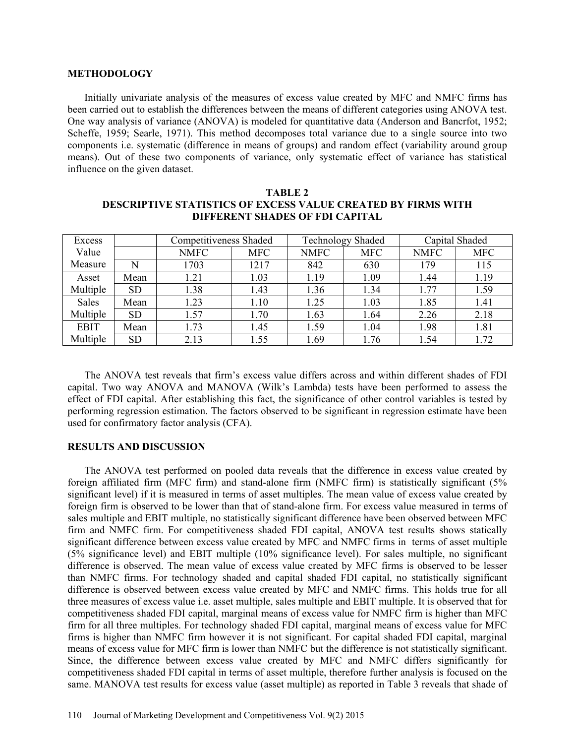## METHODOLOGY

Initially univariate analysis of the measures of excess value created by MFC and NMFC firms has been carried out to establish the differences between the means of different categories using ANOVA test. One way analysis of variance (ANOVA) is modeled for quantitative data (Anderson and Bancrfot, 1952; Scheffe, 1959; Searle, 1971). This method decomposes total variance due to a single source into two components i.e. systematic (difference in means of groups) and random effect (variability around group means). Out of these two components of variance, only systematic effect of variance has statistical influence on the given dataset.

**TABLE 2**
**DESCRIPTIVE STATISTICS OF EXCESS VALUE CREATED BY FIRMS WITH DIFFERENT SHADES OF FDI CAPITAL**

| Excess Value Measure | | Competitiveness Shaded | | Technology Shaded | | Capital Shaded | |
|---|---|---|---|---|---|---|---|
| | | NMFC | MFC | NMFC | MFC | NMFC | MFC |
| | N | 1703 | 1217 | 842 | 630 | 179 | 115 |
| Asset Multiple | Mean | 1.21 | 1.03 | 1.19 | 1.09 | 1.44 | 1.19 |
| | SD | 1.38 | 1.43 | 1.36 | 1.34 | 1.77 | 1.59 |
| Sales Multiple | Mean | 1.23 | 1.10 | 1.25 | 1.03 | 1.85 | 1.41 |
| | SD | 1.57 | 1.70 | 1.63 | 1.64 | 2.26 | 2.18 |
| EBIT Multiple | Mean | 1.73 | 1.45 | 1.59 | 1.04 | 1.98 | 1.81 |
| | SD | 2.13 | 1.55 | 1.69 | 1.76 | 1.54 | 1.72 |

The ANOVA test reveals that firm's excess value differs across and within different shades of FDI capital. Two way ANOVA and MANOVA (Wilk's Lambda) tests have been performed to assess the effect of FDI capital. After establishing this fact, the significance of other control variables is tested by performing regression estimation. The factors observed to be significant in regression estimate have been used for confirmatory factor analysis (CFA).

## RESULTS AND DISCUSSION

The ANOVA test performed on pooled data reveals that the difference in excess value created by foreign affiliated firm (MFC firm) and stand-alone firm (NMFC firm) is statistically significant (5% significant level) if it is measured in terms of asset multiples. The mean value of excess value created by foreign firm is observed to be lower than that of stand-alone firm. For excess value measured in terms of sales multiple and EBIT multiple, no statistically significant difference have been observed between MFC firm and NMFC firm. For competitiveness shaded FDI capital, ANOVA test results shows statically significant difference between excess value created by MFC and NMFC firms in terms of asset multiple (5% significance level) and EBIT multiple (10% significance level). For sales multiple, no significant difference is observed. The mean value of excess value created by MFC firms is observed to be lesser than NMFC firms. For technology shaded and capital shaded FDI capital, no statistically significant difference is observed between excess value created by MFC and NMFC firms. This holds true for all three measures of excess value i.e. asset multiple, sales multiple and EBIT multiple. It is observed that for competitiveness shaded FDI capital, marginal means of excess value for NMFC firm is higher than MFC firm for all three multiples. For technology shaded FDI capital, marginal means of excess value for MFC firms is higher than NMFC firm however it is not significant. For capital shaded FDI capital, marginal means of excess value for MFC firm is lower than NMFC but the difference is not statistically significant. Since, the difference between excess value created by MFC and NMFC differs significantly for competitiveness shaded FDI capital in terms of asset multiple, therefore further analysis is focused on the same. MANOVA test results for excess value (asset multiple) as reported in Table 3 reveals that shade of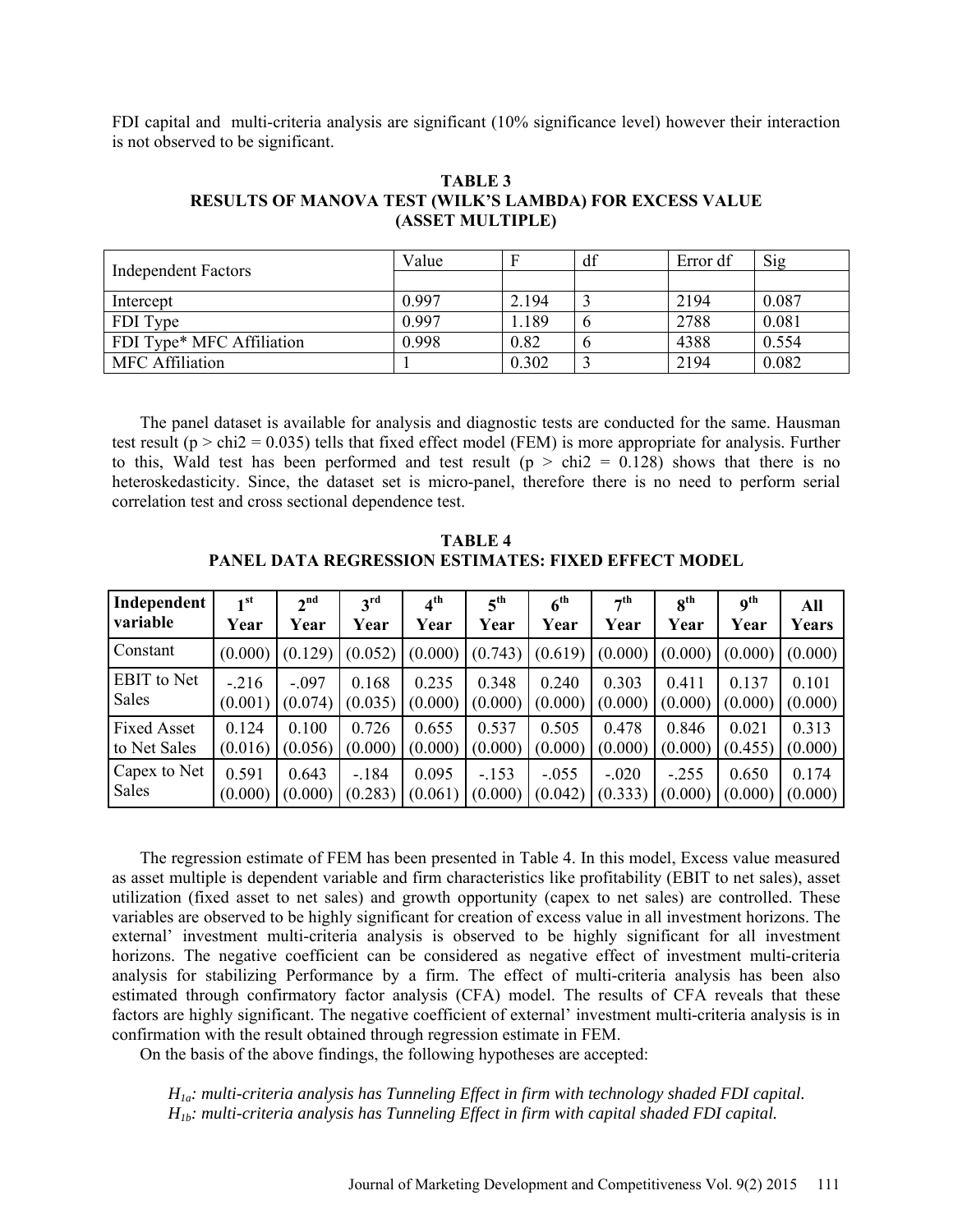FDI capital and multi-criteria analysis are significant (10% significance level) however their interaction is not observed to be significant.

**TABLE 3**
**RESULTS OF MANOVA TEST (WILK'S LAMBDA) FOR EXCESS VALUE (ASSET MULTIPLE)**

| Independent Factors | Value | F | df | Error df | Sig |
|---|---|---|---|---|---|
| Intercept | 0.997 | 2.194 | 3 | 2194 | 0.087 |
| FDI Type | 0.997 | 1.189 | 6 | 2788 | 0.081 |
| FDI Type* MFC Affiliation | 0.998 | 0.82 | 6 | 4388 | 0.554 |
| MFC Affiliation | 1 | 0.302 | 3 | 2194 | 0.082 |

The panel dataset is available for analysis and diagnostic tests are conducted for the same. Hausman test result ($p > chi2 = 0.035$) tells that fixed effect model (FEM) is more appropriate for analysis. Further to this, Wald test has been performed and test result ($p > chi2 = 0.128$) shows that there is no heteroskedasticity. Since, the dataset set is micro-panel, therefore there is no need to perform serial correlation test and cross sectional dependence test.

**TABLE 4**
**PANEL DATA REGRESSION ESTIMATES: FIXED EFFECT MODEL**

| Independent variable | 1st Year | 2nd Year | 3rd Year | 4th Year | 5th Year | 6th Year | 7th Year | 8th Year | 9th Year | All Years |
|---|---|---|---|---|---|---|---|---|---|---|
| Constant | (0.000) | (0.129) | (0.052) | (0.000) | (0.743) | (0.619) | (0.000) | (0.000) | (0.000) | (0.000) |
| EBIT to Net Sales | -.216 (0.001) | -.097 (0.074) | 0.168 (0.035) | 0.235 (0.000) | 0.348 (0.000) | 0.240 (0.000) | 0.303 (0.000) | 0.411 (0.000) | 0.137 (0.000) | 0.101 (0.000) |
| Fixed Asset to Net Sales | 0.124 (0.016) | 0.100 (0.056) | 0.726 (0.000) | 0.655 (0.000) | 0.537 (0.000) | 0.505 (0.000) | 0.478 (0.000) | 0.846 (0.000) | 0.021 (0.455) | 0.313 (0.000) |
| Capex to Net Sales | 0.591 (0.000) | 0.643 (0.000) | -.184 (0.283) | 0.095 (0.061) | -.153 (0.000) | -.055 (0.042) | -.020 (0.333) | -.255 (0.000) | 0.650 (0.000) | 0.174 (0.000) |

The regression estimate of FEM has been presented in Table 4. In this model, Excess value measured as asset multiple is dependent variable and firm characteristics like profitability (EBIT to net sales), asset utilization (fixed asset to net sales) and growth opportunity (capex to net sales) are controlled. These variables are observed to be highly significant for creation of excess value in all investment horizons. The external' investment multi-criteria analysis is observed to be highly significant for all investment horizons. The negative coefficient can be considered as negative effect of investment multi-criteria analysis for stabilizing Performance by a firm. The effect of multi-criteria analysis has been also estimated through confirmatory factor analysis (CFA) model. The results of CFA reveals that these factors are highly significant. The negative coefficient of external' investment multi-criteria analysis is in confirmation with the result obtained through regression estimate in FEM.

On the basis of the above findings, the following hypotheses are accepted:

*$H_{1a}$: multi-criteria analysis has Tunneling Effect in firm with technology shaded FDI capital.*
*$H_{1b}$: multi-criteria analysis has Tunneling Effect in firm with capital shaded FDI capital.*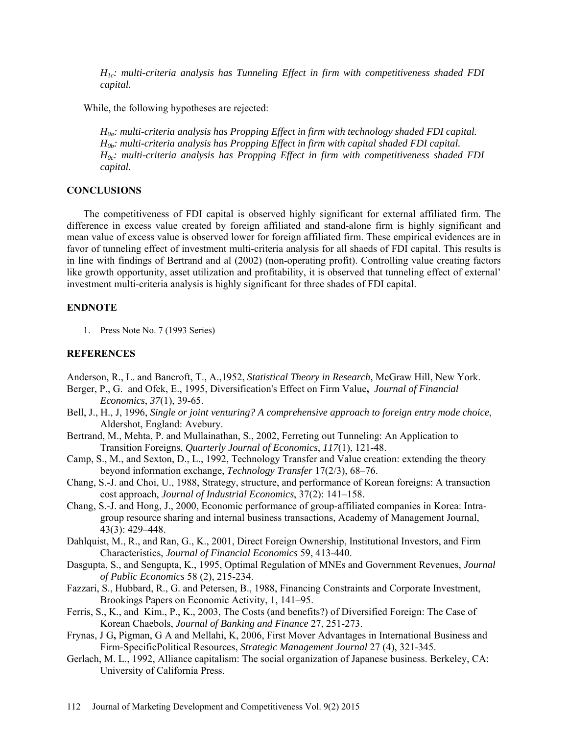*$H_{1c}$: multi-criteria analysis has Tunneling Effect in firm with competitiveness shaded FDI capital.*

While, the following hypotheses are rejected:

*$H_{0a}$: multi-criteria analysis has Propping Effect in firm with technology shaded FDI capital.*
*$H_{0b}$: multi-criteria analysis has Propping Effect in firm with capital shaded FDI capital.*
*$H_{0c}$: multi-criteria analysis has Propping Effect in firm with competitiveness shaded FDI capital.*

## CONCLUSIONS

The competitiveness of FDI capital is observed highly significant for external affiliated firm. The difference in excess value created by foreign affiliated and stand-alone firm is highly significant and mean value of excess value is observed lower for foreign affiliated firm. These empirical evidences are in favor of tunneling effect of investment multi-criteria analysis for all shaeds of FDI capital. This results is in line with findings of Bertrand and al (2002) (non-operating profit). Controlling value creating factors like growth opportunity, asset utilization and profitability, it is observed that tunneling effect of external' investment multi-criteria analysis is highly significant for three shades of FDI capital.

## ENDNOTE

1. Press Note No. 7 (1993 Series)

## REFERENCES

Anderson, R., L. and Bancroft, T., A.,1952, *Statistical Theory in Research*, McGraw Hill, New York.

Berger, P., G. and Ofek, E., 1995, Diversification's Effect on Firm Value**,** *Journal of Financial Economics*, *37*(1), 39-65.

Bell, J., H., J, 1996, *Single or joint venturing? A comprehensive approach to foreign entry mode choice*, Aldershot, England: Avebury.

Bertrand, M., Mehta, P. and Mullainathan, S., 2002, Ferreting out Tunneling: An Application to Transition Foreigns, *Quarterly Journal of Economics*, *117*(1), 121-48.

Camp, S., M., and Sexton, D., L., 1992, Technology Transfer and Value creation: extending the theory beyond information exchange, *Technology Transfer* 17(2/3), 68–76.

Chang, S.-J. and Choi, U., 1988, Strategy, structure, and performance of Korean foreigns: A transaction cost approach, *Journal of Industrial Economics*, 37(2): 141–158.

Chang, S.-J. and Hong, J., 2000, Economic performance of group-affiliated companies in Korea: Intra-group resource sharing and internal business transactions, Academy of Management Journal, 43(3): 429–448.

Dahlquist, M., R., and Ran, G., K., 2001, Direct Foreign Ownership, Institutional Investors, and Firm Characteristics, *Journal of Financial Economics* 59, 413-440.

Dasgupta, S., and Sengupta, K., 1995, Optimal Regulation of MNEs and Government Revenues, *Journal of Public Economics* 58 (2), 215-234.

Fazzari, S., Hubbard, R., G. and Petersen, B., 1988, Financing Constraints and Corporate Investment, Brookings Papers on Economic Activity, 1, 141–95.

Ferris, S., K., and Kim., P., K., 2003, The Costs (and benefits?) of Diversified Foreign: The Case of Korean Chaebols, *Journal of Banking and Finance* 27, 251-273.

Frynas, J G**,** Pigman, G A and Mellahi, K, 2006, First Mover Advantages in International Business and Firm-SpecificPolitical Resources, *Strategic Management Journal* 27 (4), 321-345.

Gerlach, M. L., 1992, Alliance capitalism: The social organization of Japanese business. Berkeley, CA: University of California Press.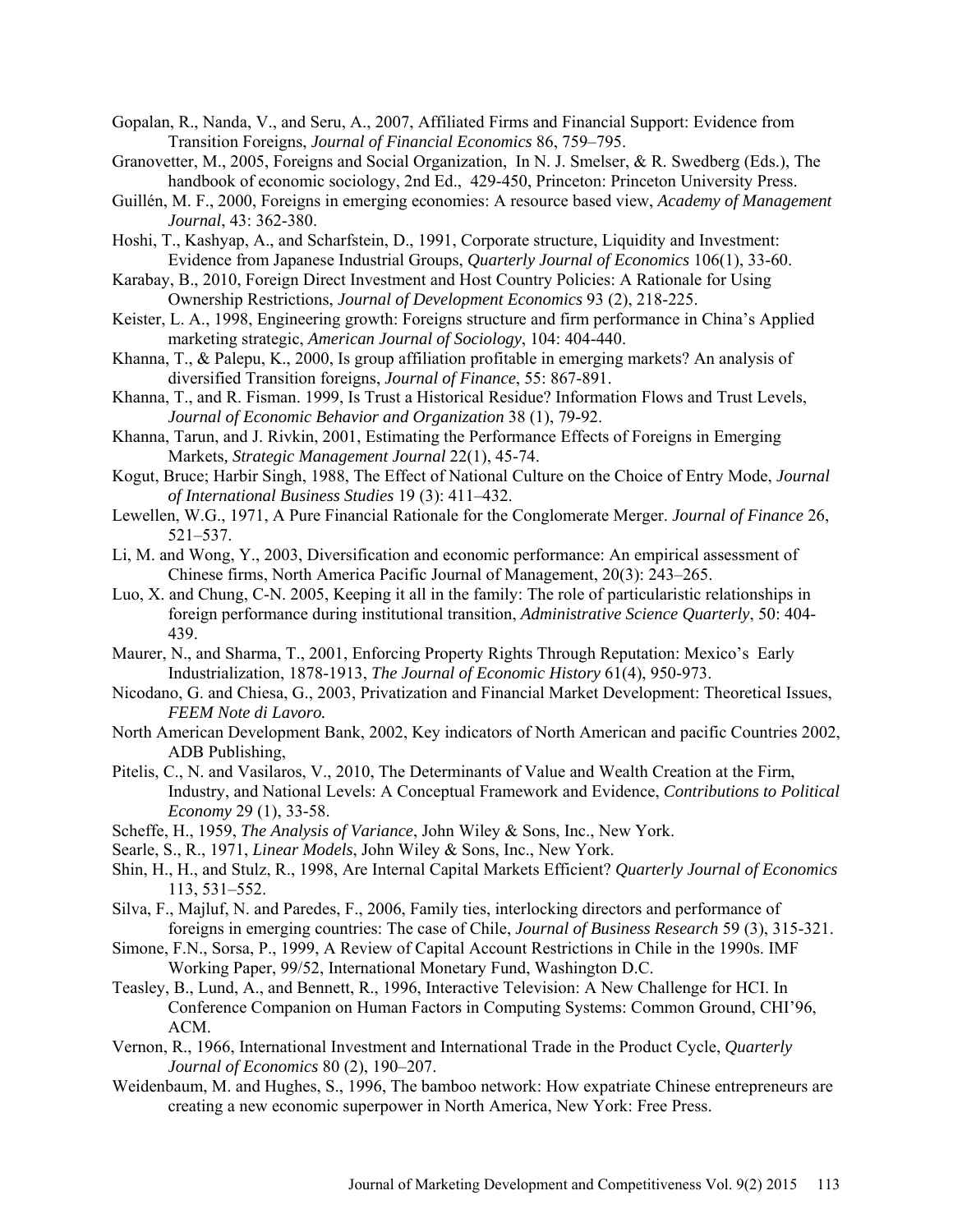Gopalan, R., Nanda, V., and Seru, A., 2007, Affiliated Firms and Financial Support: Evidence from Transition Foreigns, *Journal of Financial Economics* 86, 759–795.

Granovetter, M., 2005, Foreigns and Social Organization, In N. J. Smelser, & R. Swedberg (Eds.), The handbook of economic sociology, 2nd Ed., 429-450, Princeton: Princeton University Press.

Guillén, M. F., 2000, Foreigns in emerging economies: A resource based view, *Academy of Management Journal*, 43: 362-380.

Hoshi, T., Kashyap, A., and Scharfstein, D., 1991, Corporate structure, Liquidity and Investment: Evidence from Japanese Industrial Groups, *Quarterly Journal of Economics* 106(1), 33-60.

Karabay, B., 2010, Foreign Direct Investment and Host Country Policies: A Rationale for Using Ownership Restrictions, *Journal of Development Economics* 93 (2), 218-225.

Keister, L. A., 1998, Engineering growth: Foreigns structure and firm performance in China's Applied marketing strategic, *American Journal of Sociology*, 104: 404-440.

Khanna, T., & Palepu, K., 2000, Is group affiliation profitable in emerging markets? An analysis of diversified Transition foreigns, *Journal of Finance*, 55: 867-891.

Khanna, T., and R. Fisman. 1999, Is Trust a Historical Residue? Information Flows and Trust Levels, *Journal of Economic Behavior and Organization* 38 (1), 79-92.

Khanna, Tarun, and J. Rivkin, 2001, Estimating the Performance Effects of Foreigns in Emerging Markets, *Strategic Management Journal* 22(1), 45-74.

Kogut, Bruce; Harbir Singh, 1988, The Effect of National Culture on the Choice of Entry Mode, *Journal of International Business Studies* 19 (3): 411–432.

Lewellen, W.G., 1971, A Pure Financial Rationale for the Conglomerate Merger. *Journal of Finance* 26, 521–537.

Li, M. and Wong, Y., 2003, Diversification and economic performance: An empirical assessment of Chinese firms, North America Pacific Journal of Management, 20(3): 243–265.

Luo, X. and Chung, C-N. 2005, Keeping it all in the family: The role of particularistic relationships in foreign performance during institutional transition, *Administrative Science Quarterly*, 50: 404-439.

Maurer, N., and Sharma, T., 2001, Enforcing Property Rights Through Reputation: Mexico's Early Industrialization, 1878-1913, *The Journal of Economic History* 61(4), 950-973.

Nicodano, G. and Chiesa, G., 2003, Privatization and Financial Market Development: Theoretical Issues, *FEEM Note di Lavoro.*

North American Development Bank, 2002, Key indicators of North American and pacific Countries 2002, ADB Publishing,

Pitelis, C., N. and Vasilaros, V., 2010, The Determinants of Value and Wealth Creation at the Firm, Industry, and National Levels: A Conceptual Framework and Evidence, *Contributions to Political Economy* 29 (1), 33-58.

Scheffe, H., 1959, *The Analysis of Variance*, John Wiley & Sons, Inc., New York.

Searle, S., R., 1971, *Linear Models*, John Wiley & Sons, Inc., New York.

Shin, H., H., and Stulz, R., 1998, Are Internal Capital Markets Efficient? *Quarterly Journal of Economics* 113, 531–552.

Silva, F., Majluf, N. and Paredes, F., 2006, Family ties, interlocking directors and performance of foreigns in emerging countries: The case of Chile, *Journal of Business Research* 59 (3), 315-321.

Simone, F.N., Sorsa, P., 1999, A Review of Capital Account Restrictions in Chile in the 1990s. IMF Working Paper, 99/52, International Monetary Fund, Washington D.C.

Teasley, B., Lund, A., and Bennett, R., 1996, Interactive Television: A New Challenge for HCI. In Conference Companion on Human Factors in Computing Systems: Common Ground, CHI'96, ACM.

Vernon, R., 1966, International Investment and International Trade in the Product Cycle, *Quarterly Journal of Economics* 80 (2), 190–207.

Weidenbaum, M. and Hughes, S., 1996, The bamboo network: How expatriate Chinese entrepreneurs are creating a new economic superpower in North America, New York: Free Press.